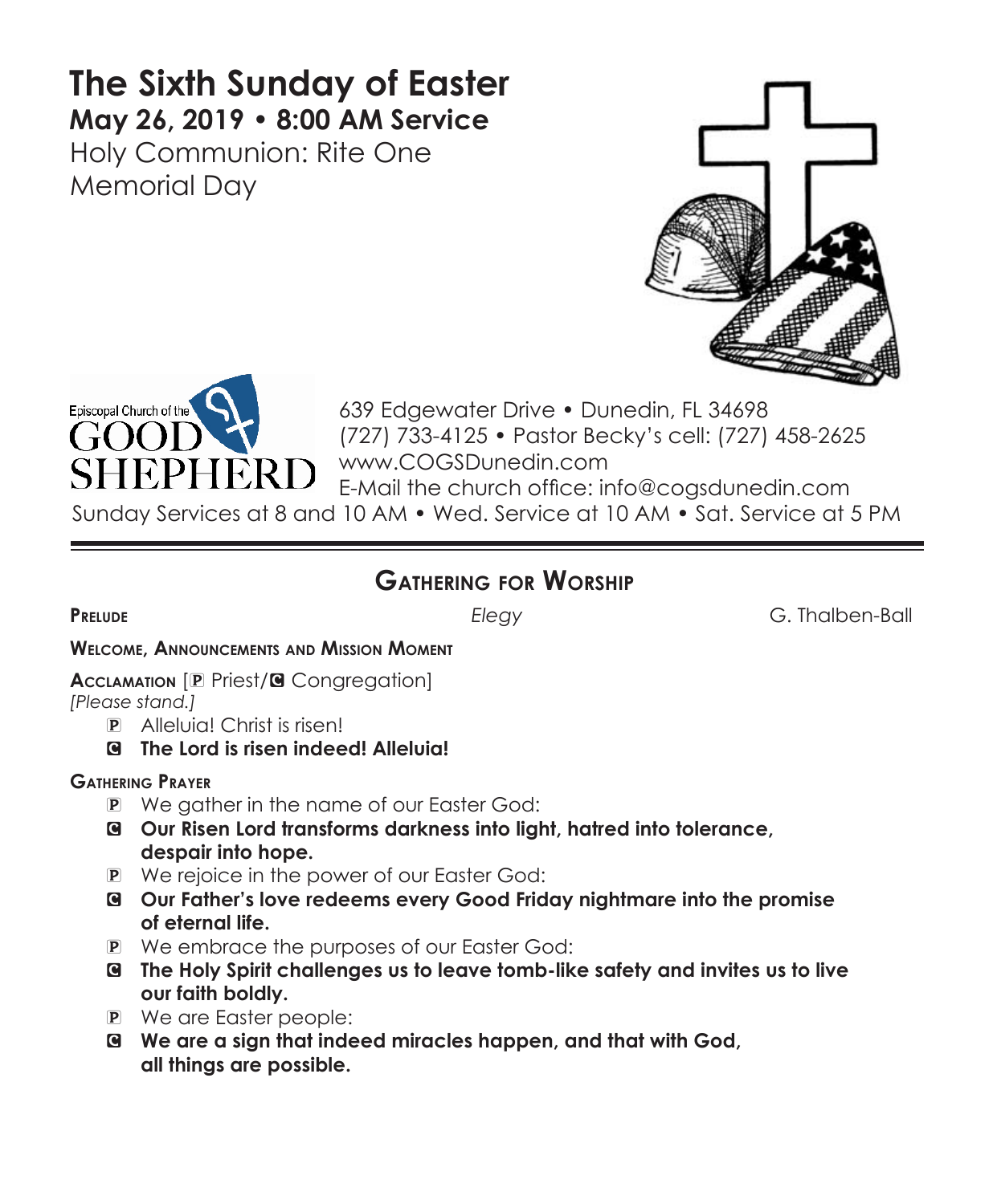# The Sixth Sunday of Easter

**May 26, 2019 • 8:00 AM Service**

Holy Communion: Rite One

Memorial Day

Episcopal Church of the GOOD SHEPHERD

639 Edgewater Drive • Dunedin, FL 34698
(727) 733-4125 • Pastor Becky's cell: (727) 458-2625
www.COGSDunedin.com
E-Mail the church office: info@cogsdunedin.com

Sunday Services at 8 and 10 AM • Wed. Service at 10 AM • Sat. Service at 5 PM

---

## Gathering for Worship

**Prelude** *Elegy* G. Thalben-Ball

**Welcome, Announcements and Mission Moment**

**Acclamation** [P Priest/C Congregation]
*[Please stand.]*

P Alleluia! Christ is risen!
C **The Lord is risen indeed! Alleluia!**

**Gathering Prayer**

P We gather in the name of our Easter God:
C **Our Risen Lord transforms darkness into light, hatred into tolerance, despair into hope.**
P We rejoice in the power of our Easter God:
C **Our Father's love redeems every Good Friday nightmare into the promise of eternal life.**
P We embrace the purposes of our Easter God:
C **The Holy Spirit challenges us to leave tomb-like safety and invites us to live our faith boldly.**
P We are Easter people:
C **We are a sign that indeed miracles happen, and that with God, all things are possible.**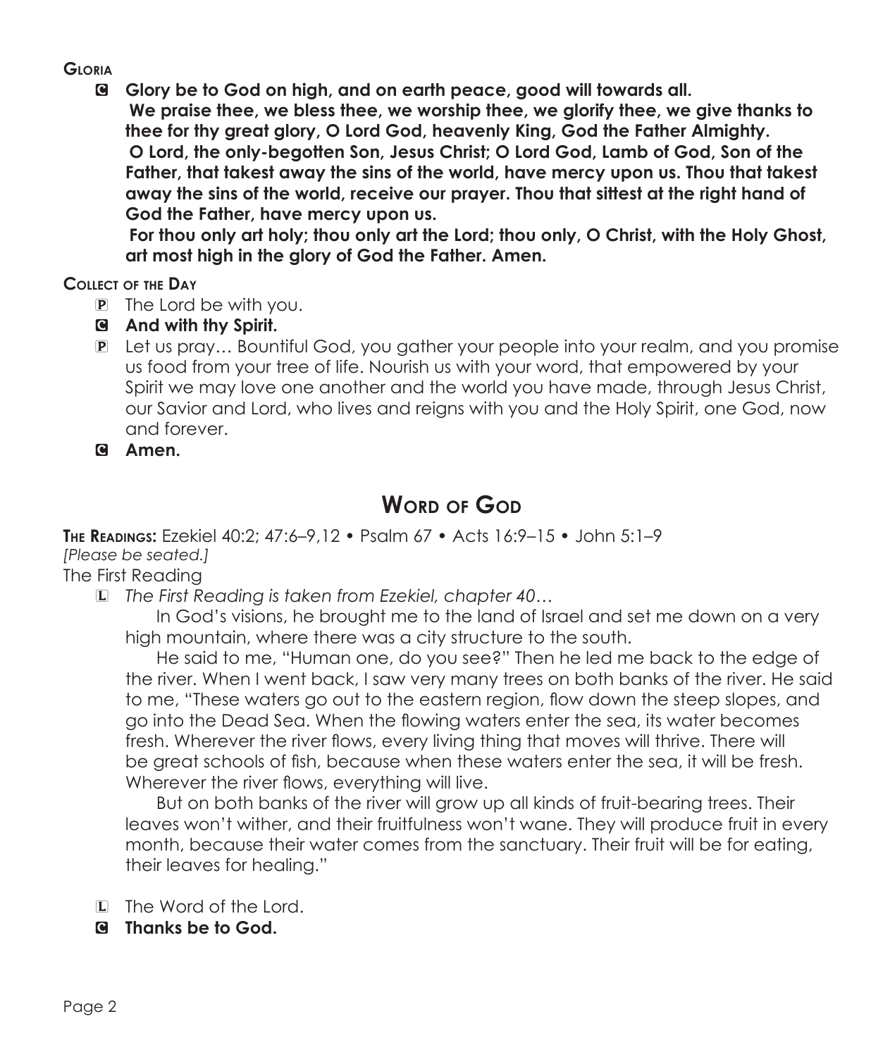**Gloria**

**C Glory be to God on high, and on earth peace, good will towards all.**
**We praise thee, we bless thee, we worship thee, we glorify thee, we give thanks to thee for thy great glory, O Lord God, heavenly King, God the Father Almighty.**
**O Lord, the only-begotten Son, Jesus Christ; O Lord God, Lamb of God, Son of the Father, that takest away the sins of the world, have mercy upon us. Thou that takest away the sins of the world, receive our prayer. Thou that sittest at the right hand of God the Father, have mercy upon us.**
**For thou only art holy; thou only art the Lord; thou only, O Christ, with the Holy Ghost, art most high in the glory of God the Father. Amen.**

**Collect of the Day**

P The Lord be with you.

**C And with thy Spirit.**

P Let us pray… Bountiful God, you gather your people into your realm, and you promise us food from your tree of life. Nourish us with your word, that empowered by your Spirit we may love one another and the world you have made, through Jesus Christ, our Savior and Lord, who lives and reigns with you and the Holy Spirit, one God, now and forever.

**C Amen.**

## Word of God

**The Readings:** Ezekiel 40:2; 47:6–9,12 • Psalm 67 • Acts 16:9–15 • John 5:1–9
*[Please be seated.]*

The First Reading

L *The First Reading is taken from Ezekiel, chapter 40…*

In God's visions, he brought me to the land of Israel and set me down on a very high mountain, where there was a city structure to the south.

He said to me, "Human one, do you see?" Then he led me back to the edge of the river. When I went back, I saw very many trees on both banks of the river. He said to me, "These waters go out to the eastern region, flow down the steep slopes, and go into the Dead Sea. When the flowing waters enter the sea, its water becomes fresh. Wherever the river flows, every living thing that moves will thrive. There will be great schools of fish, because when these waters enter the sea, it will be fresh. Wherever the river flows, everything will live.

But on both banks of the river will grow up all kinds of fruit-bearing trees. Their leaves won't wither, and their fruitfulness won't wane. They will produce fruit in every month, because their water comes from the sanctuary. Their fruit will be for eating, their leaves for healing."

L The Word of the Lord.

**C Thanks be to God.**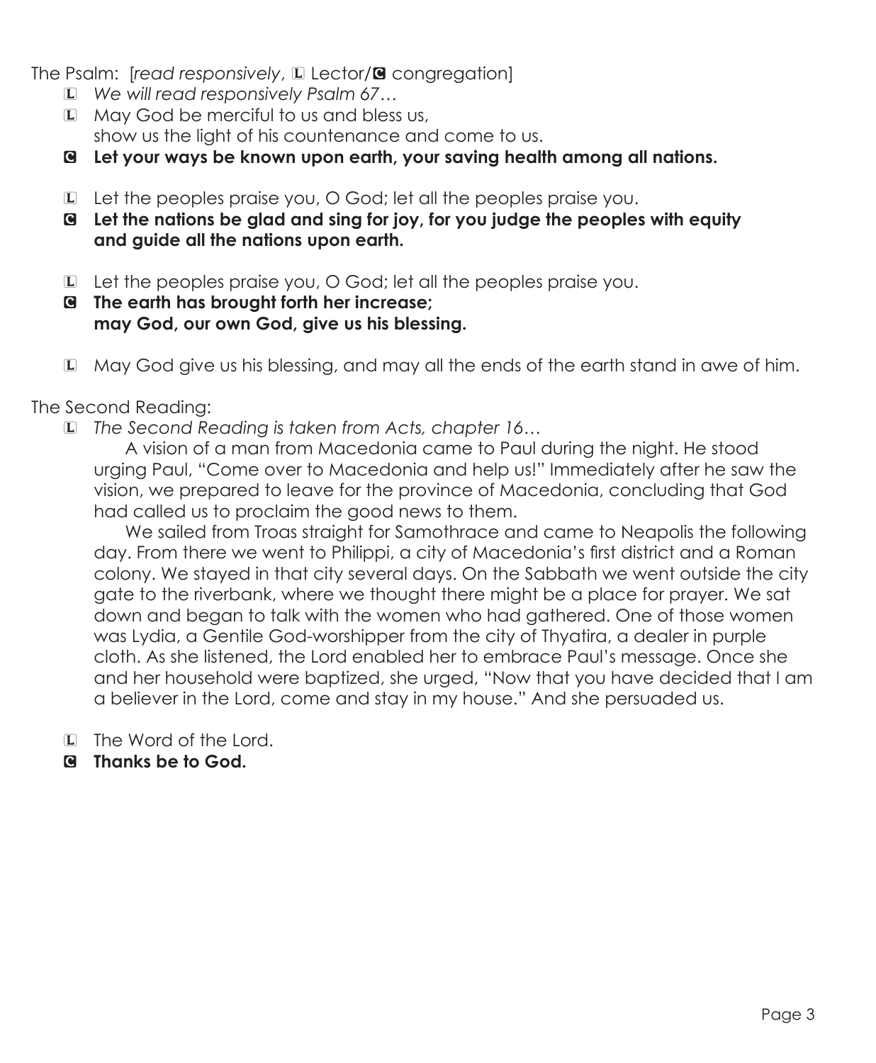The Psalm: [*read responsively*, L Lector/C congregation]

L *We will read responsively Psalm 67…*

L May God be merciful to us and bless us,
show us the light of his countenance and come to us.

C **Let your ways be known upon earth, your saving health among all nations.**

L Let the peoples praise you, O God; let all the peoples praise you.

C **Let the nations be glad and sing for joy, for you judge the peoples with equity and guide all the nations upon earth.**

L Let the peoples praise you, O God; let all the peoples praise you.

C **The earth has brought forth her increase;
may God, our own God, give us his blessing.**

L May God give us his blessing, and may all the ends of the earth stand in awe of him.

The Second Reading:

L *The Second Reading is taken from Acts, chapter 16…*

A vision of a man from Macedonia came to Paul during the night. He stood urging Paul, "Come over to Macedonia and help us!" Immediately after he saw the vision, we prepared to leave for the province of Macedonia, concluding that God had called us to proclaim the good news to them.

We sailed from Troas straight for Samothrace and came to Neapolis the following day. From there we went to Philippi, a city of Macedonia's first district and a Roman colony. We stayed in that city several days. On the Sabbath we went outside the city gate to the riverbank, where we thought there might be a place for prayer. We sat down and began to talk with the women who had gathered. One of those women was Lydia, a Gentile God-worshipper from the city of Thyatira, a dealer in purple cloth. As she listened, the Lord enabled her to embrace Paul's message. Once she and her household were baptized, she urged, "Now that you have decided that I am a believer in the Lord, come and stay in my house." And she persuaded us.

L The Word of the Lord.

C **Thanks be to God.**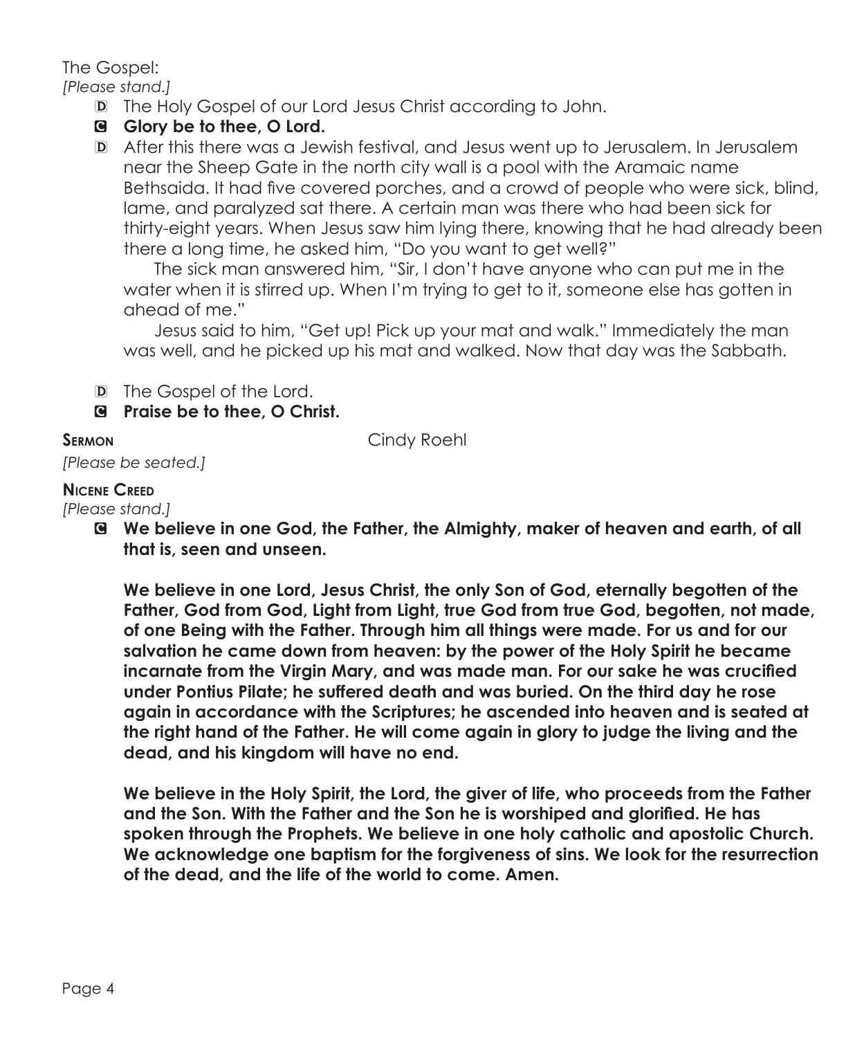The Gospel:
*[Please stand.]*

D The Holy Gospel of our Lord Jesus Christ according to John.

**C Glory be to thee, O Lord.**

D After this there was a Jewish festival, and Jesus went up to Jerusalem. In Jerusalem near the Sheep Gate in the north city wall is a pool with the Aramaic name Bethsaida. It had five covered porches, and a crowd of people who were sick, blind, lame, and paralyzed sat there. A certain man was there who had been sick for thirty-eight years. When Jesus saw him lying there, knowing that he had already been there a long time, he asked him, "Do you want to get well?"

The sick man answered him, "Sir, I don't have anyone who can put me in the water when it is stirred up. When I'm trying to get to it, someone else has gotten in ahead of me."

Jesus said to him, "Get up! Pick up your mat and walk." Immediately the man was well, and he picked up his mat and walked. Now that day was the Sabbath.

D The Gospel of the Lord.

**C Praise be to thee, O Christ.**

**Sermon** Cindy Roehl

*[Please be seated.]*

**Nicene Creed**

*[Please stand.]*

**C We believe in one God, the Father, the Almighty, maker of heaven and earth, of all that is, seen and unseen.**

**We believe in one Lord, Jesus Christ, the only Son of God, eternally begotten of the Father, God from God, Light from Light, true God from true God, begotten, not made, of one Being with the Father. Through him all things were made. For us and for our salvation he came down from heaven: by the power of the Holy Spirit he became incarnate from the Virgin Mary, and was made man. For our sake he was crucified under Pontius Pilate; he suffered death and was buried. On the third day he rose again in accordance with the Scriptures; he ascended into heaven and is seated at the right hand of the Father. He will come again in glory to judge the living and the dead, and his kingdom will have no end.**

**We believe in the Holy Spirit, the Lord, the giver of life, who proceeds from the Father and the Son. With the Father and the Son he is worshiped and glorified. He has spoken through the Prophets. We believe in one holy catholic and apostolic Church. We acknowledge one baptism for the forgiveness of sins. We look for the resurrection of the dead, and the life of the world to come. Amen.**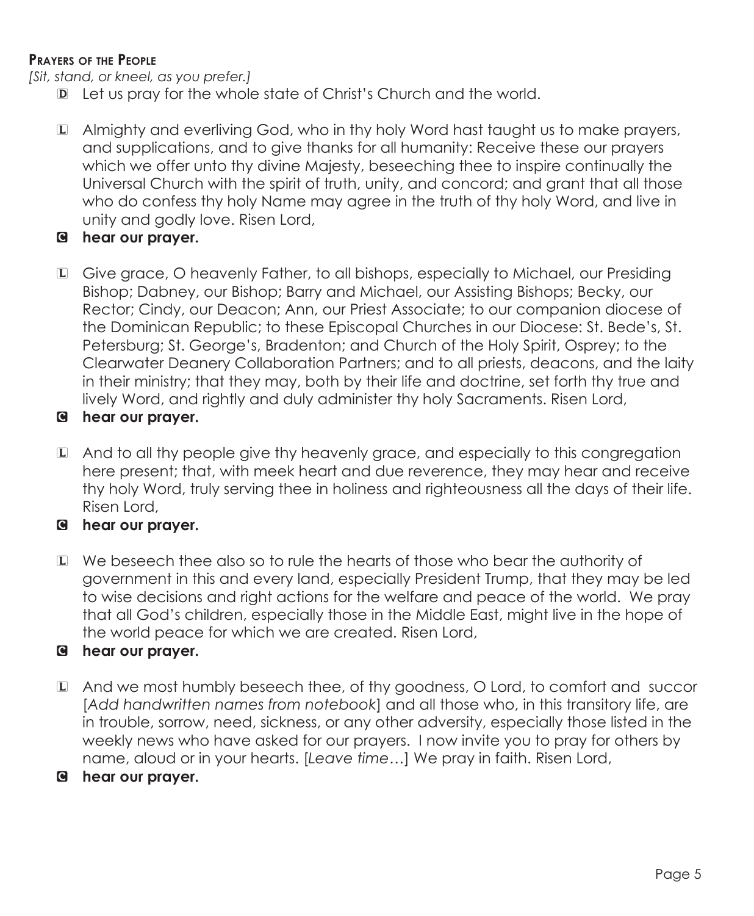**Prayers of the People**

*[Sit, stand, or kneel, as you prefer.]*

D Let us pray for the whole state of Christ's Church and the world.

L Almighty and everliving God, who in thy holy Word hast taught us to make prayers, and supplications, and to give thanks for all humanity: Receive these our prayers which we offer unto thy divine Majesty, beseeching thee to inspire continually the Universal Church with the spirit of truth, unity, and concord; and grant that all those who do confess thy holy Name may agree in the truth of thy holy Word, and live in unity and godly love. Risen Lord,

C **hear our prayer.**

L Give grace, O heavenly Father, to all bishops, especially to Michael, our Presiding Bishop; Dabney, our Bishop; Barry and Michael, our Assisting Bishops; Becky, our Rector; Cindy, our Deacon; Ann, our Priest Associate; to our companion diocese of the Dominican Republic; to these Episcopal Churches in our Diocese: St. Bede's, St. Petersburg; St. George's, Bradenton; and Church of the Holy Spirit, Osprey; to the Clearwater Deanery Collaboration Partners; and to all priests, deacons, and the laity in their ministry; that they may, both by their life and doctrine, set forth thy true and lively Word, and rightly and duly administer thy holy Sacraments. Risen Lord,

C **hear our prayer.**

L And to all thy people give thy heavenly grace, and especially to this congregation here present; that, with meek heart and due reverence, they may hear and receive thy holy Word, truly serving thee in holiness and righteousness all the days of their life. Risen Lord,

C **hear our prayer.**

L We beseech thee also so to rule the hearts of those who bear the authority of government in this and every land, especially President Trump, that they may be led to wise decisions and right actions for the welfare and peace of the world. We pray that all God's children, especially those in the Middle East, might live in the hope of the world peace for which we are created. Risen Lord,

C **hear our prayer.**

L And we most humbly beseech thee, of thy goodness, O Lord, to comfort and succor [*Add handwritten names from notebook*] and all those who, in this transitory life, are in trouble, sorrow, need, sickness, or any other adversity, especially those listed in the weekly news who have asked for our prayers. I now invite you to pray for others by name, aloud or in your hearts. [*Leave time*…] We pray in faith. Risen Lord,

C **hear our prayer.**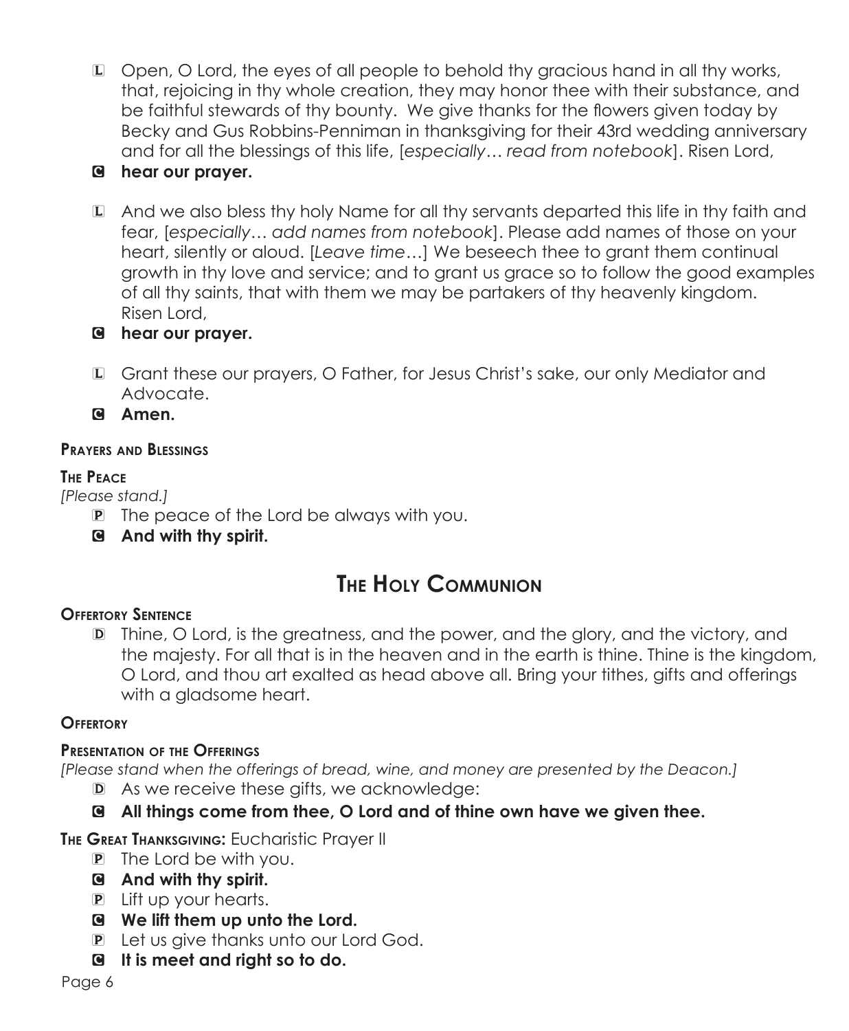L Open, O Lord, the eyes of all people to behold thy gracious hand in all thy works, that, rejoicing in thy whole creation, they may honor thee with their substance, and be faithful stewards of thy bounty. We give thanks for the flowers given today by Becky and Gus Robbins-Penniman in thanksgiving for their 43rd wedding anniversary and for all the blessings of this life, [*especially… read from notebook*]. Risen Lord,

C **hear our prayer.**

L And we also bless thy holy Name for all thy servants departed this life in thy faith and fear, [*especially… add names from notebook*]. Please add names of those on your heart, silently or aloud. [*Leave time*…] We beseech thee to grant them continual growth in thy love and service; and to grant us grace so to follow the good examples of all thy saints, that with them we may be partakers of thy heavenly kingdom. Risen Lord,

C **hear our prayer.**

L Grant these our prayers, O Father, for Jesus Christ's sake, our only Mediator and Advocate.

C **Amen.**

**Prayers and Blessings**

**The Peace**

*[Please stand.]*

P The peace of the Lord be always with you.

C **And with thy spirit.**

# The Holy Communion

**Offertory Sentence**

D Thine, O Lord, is the greatness, and the power, and the glory, and the victory, and the majesty. For all that is in the heaven and in the earth is thine. Thine is the kingdom, O Lord, and thou art exalted as head above all. Bring your tithes, gifts and offerings with a gladsome heart.

**Offertory**

**Presentation of the Offerings**

*[Please stand when the offerings of bread, wine, and money are presented by the Deacon.]*

D As we receive these gifts, we acknowledge:

C **All things come from thee, O Lord and of thine own have we given thee.**

**The Great Thanksgiving:** Eucharistic Prayer II

P The Lord be with you.

C **And with thy spirit.**

P Lift up your hearts.

C **We lift them up unto the Lord.**

P Let us give thanks unto our Lord God.

C **It is meet and right so to do.**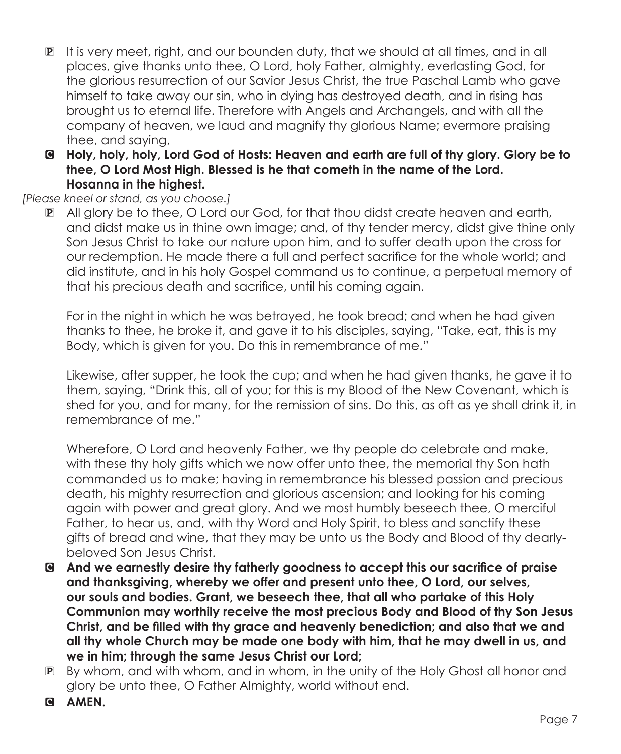P It is very meet, right, and our bounden duty, that we should at all times, and in all places, give thanks unto thee, O Lord, holy Father, almighty, everlasting God, for the glorious resurrection of our Savior Jesus Christ, the true Paschal Lamb who gave himself to take away our sin, who in dying has destroyed death, and in rising has brought us to eternal life. Therefore with Angels and Archangels, and with all the company of heaven, we laud and magnify thy glorious Name; evermore praising thee, and saying,

C **Holy, holy, holy, Lord God of Hosts: Heaven and earth are full of thy glory. Glory be to thee, O Lord Most High. Blessed is he that cometh in the name of the Lord. Hosanna in the highest.**

*[Please kneel or stand, as you choose.]*

P All glory be to thee, O Lord our God, for that thou didst create heaven and earth, and didst make us in thine own image; and, of thy tender mercy, didst give thine only Son Jesus Christ to take our nature upon him, and to suffer death upon the cross for our redemption. He made there a full and perfect sacrifice for the whole world; and did institute, and in his holy Gospel command us to continue, a perpetual memory of that his precious death and sacrifice, until his coming again.

For in the night in which he was betrayed, he took bread; and when he had given thanks to thee, he broke it, and gave it to his disciples, saying, "Take, eat, this is my Body, which is given for you. Do this in remembrance of me."

Likewise, after supper, he took the cup; and when he had given thanks, he gave it to them, saying, "Drink this, all of you; for this is my Blood of the New Covenant, which is shed for you, and for many, for the remission of sins. Do this, as oft as ye shall drink it, in remembrance of me."

Wherefore, O Lord and heavenly Father, we thy people do celebrate and make, with these thy holy gifts which we now offer unto thee, the memorial thy Son hath commanded us to make; having in remembrance his blessed passion and precious death, his mighty resurrection and glorious ascension; and looking for his coming again with power and great glory. And we most humbly beseech thee, O merciful Father, to hear us, and, with thy Word and Holy Spirit, to bless and sanctify these gifts of bread and wine, that they may be unto us the Body and Blood of thy dearly-beloved Son Jesus Christ.

C **And we earnestly desire thy fatherly goodness to accept this our sacrifice of praise and thanksgiving, whereby we offer and present unto thee, O Lord, our selves, our souls and bodies. Grant, we beseech thee, that all who partake of this Holy Communion may worthily receive the most precious Body and Blood of thy Son Jesus Christ, and be filled with thy grace and heavenly benediction; and also that we and all thy whole Church may be made one body with him, that he may dwell in us, and we in him; through the same Jesus Christ our Lord;**

P By whom, and with whom, and in whom, in the unity of the Holy Ghost all honor and glory be unto thee, O Father Almighty, world without end.

C **AMEN.**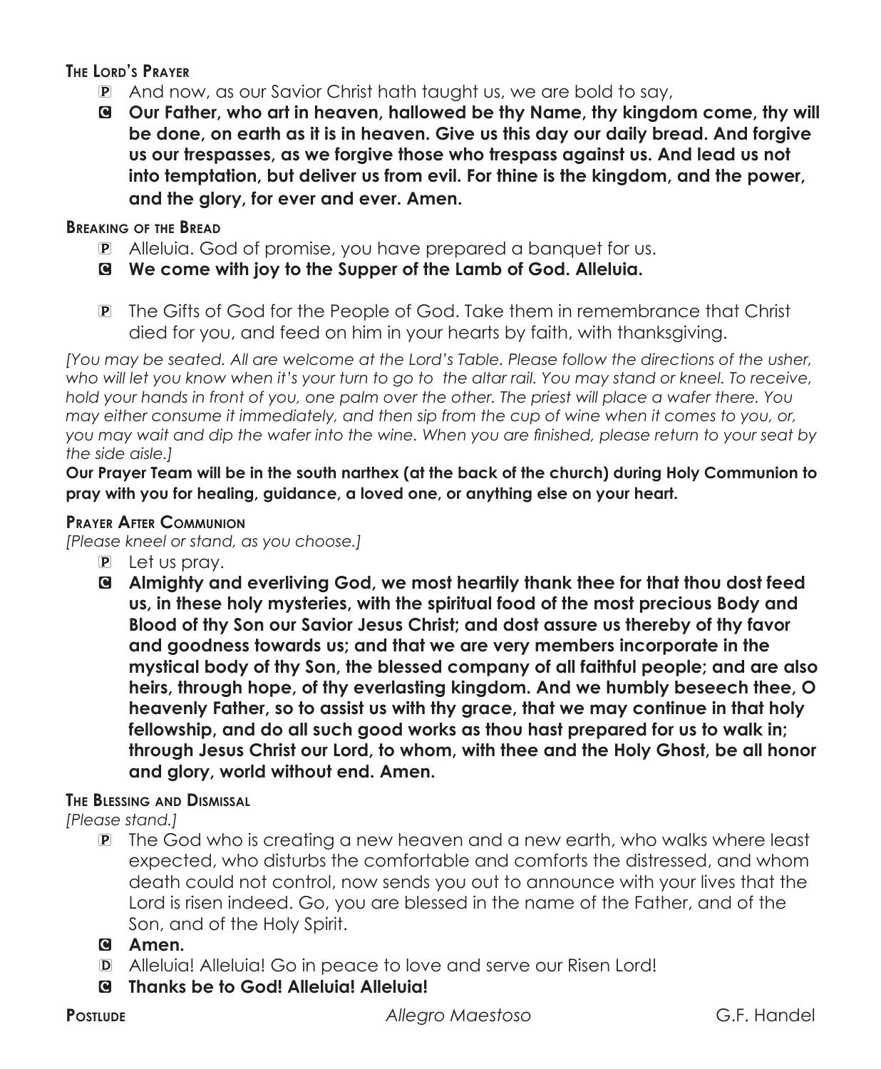### The Lord's Prayer

P And now, as our Savior Christ hath taught us, we are bold to say,

C **Our Father, who art in heaven, hallowed be thy Name, thy kingdom come, thy will be done, on earth as it is in heaven. Give us this day our daily bread. And forgive us our trespasses, as we forgive those who trespass against us. And lead us not into temptation, but deliver us from evil. For thine is the kingdom, and the power, and the glory, for ever and ever. Amen.**

### Breaking of the Bread

P Alleluia. God of promise, you have prepared a banquet for us.

C **We come with joy to the Supper of the Lamb of God. Alleluia.**

P The Gifts of God for the People of God. Take them in remembrance that Christ died for you, and feed on him in your hearts by faith, with thanksgiving.

*[You may be seated. All are welcome at the Lord's Table. Please follow the directions of the usher, who will let you know when it's your turn to go to the altar rail. You may stand or kneel. To receive, hold your hands in front of you, one palm over the other. The priest will place a wafer there. You may either consume it immediately, and then sip from the cup of wine when it comes to you, or, you may wait and dip the wafer into the wine. When you are finished, please return to your seat by the side aisle.]*

**Our Prayer Team will be in the south narthex (at the back of the church) during Holy Communion to pray with you for healing, guidance, a loved one, or anything else on your heart.**

### Prayer After Communion

*[Please kneel or stand, as you choose.]*

P Let us pray.

C **Almighty and everliving God, we most heartily thank thee for that thou dost feed us, in these holy mysteries, with the spiritual food of the most precious Body and Blood of thy Son our Savior Jesus Christ; and dost assure us thereby of thy favor and goodness towards us; and that we are very members incorporate in the mystical body of thy Son, the blessed company of all faithful people; and are also heirs, through hope, of thy everlasting kingdom. And we humbly beseech thee, O heavenly Father, so to assist us with thy grace, that we may continue in that holy fellowship, and do all such good works as thou hast prepared for us to walk in; through Jesus Christ our Lord, to whom, with thee and the Holy Ghost, be all honor and glory, world without end. Amen.**

### The Blessing and Dismissal

*[Please stand.]*

P The God who is creating a new heaven and a new earth, who walks where least expected, who disturbs the comfortable and comforts the distressed, and whom death could not control, now sends you out to announce with your lives that the Lord is risen indeed. Go, you are blessed in the name of the Father, and of the Son, and of the Holy Spirit.

C **Amen.**

D Alleluia! Alleluia! Go in peace to love and serve our Risen Lord!

C **Thanks be to God! Alleluia! Alleluia!**

**Postlude** *Allegro Maestoso* G.F. Handel